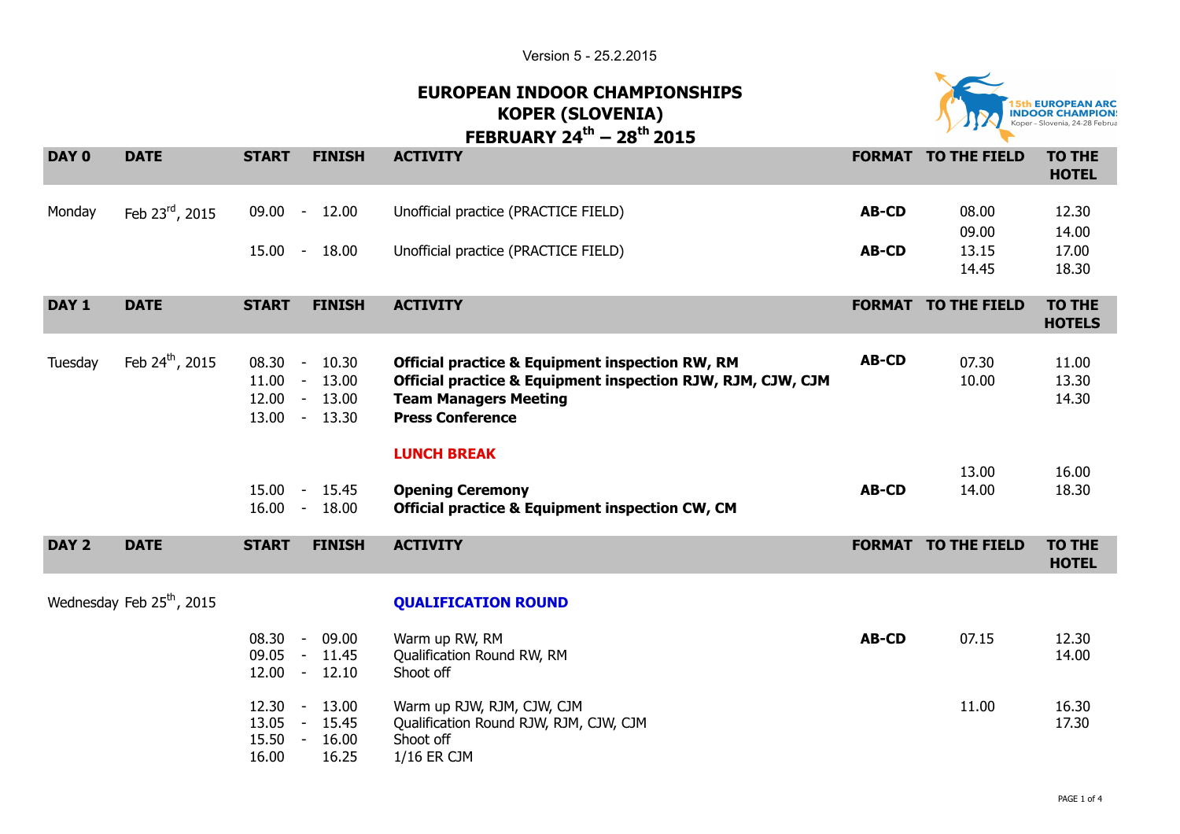Version 5 - 25.2.2015

# EUROPEAN INDOOR CHAMPIONSHIPS
# KOPER (SLOVENIA)
# FEBRUARY 24th – 28th 2015

| DAY 0 | DATE | START | FINISH | ACTIVITY | FORMAT | TO THE FIELD | TO THE HOTEL |
|---|---|---|---|---|---|---|---|
| Monday | Feb 23rd, 2015 | 09.00 | - 12.00 | Unofficial practice (PRACTICE FIELD) | **AB-CD** | 08.00<br>09.00 | 12.30<br>14.00 |
| | | 15.00 | - 18.00 | Unofficial practice (PRACTICE FIELD) | **AB-CD** | 13.15<br>14.45 | 17.00<br>18.30 |

| DAY 1 | DATE | START | FINISH | ACTIVITY | FORMAT | TO THE FIELD | TO THE HOTELS |
|---|---|---|---|---|---|---|---|
| Tuesday | Feb 24th, 2015 | 08.30 | - 10.30 | **Official practice & Equipment inspection RW, RM** | **AB-CD** | 07.30 | 11.00 |
| | | 11.00 | - 13.00 | **Official practice & Equipment inspection RJW, RJM, CJW, CJM** | | 10.00 | 13.30 |
| | | 12.00 | - 13.00 | **Team Managers Meeting** | | | 14.30 |
| | | 13.00 | - 13.30 | **Press Conference** | | | |
| | | | | **LUNCH BREAK** | | | |
| | | | | | | 13.00 | 16.00 |
| | | 15.00 | - 15.45 | **Opening Ceremony** | **AB-CD** | 14.00 | 18.30 |
| | | 16.00 | - 18.00 | **Official practice & Equipment inspection CW, CM** | | | |

| DAY 2 | DATE | START | FINISH | ACTIVITY | FORMAT | TO THE FIELD | TO THE HOTEL |
|---|---|---|---|---|---|---|---|
| Wednesday | Feb 25th, 2015 | | | **QUALIFICATION ROUND** | | | |
| | | 08.30 | - 09.00 | Warm up RW, RM | **AB-CD** | 07.15 | 12.30 |
| | | 09.05 | - 11.45 | Qualification Round RW, RM | | | 14.00 |
| | | 12.00 | - 12.10 | Shoot off | | | |
| | | 12.30 | - 13.00 | Warm up RJW, RJM, CJW, CJM | | 11.00 | 16.30 |
| | | 13.05 | - 15.45 | Qualification Round RJW, RJM, CJW, CJM | | | 17.30 |
| | | 15.50 | - 16.00 | Shoot off | | | |
| | | 16.00 | 16.25 | 1/16 ER CJM | | | |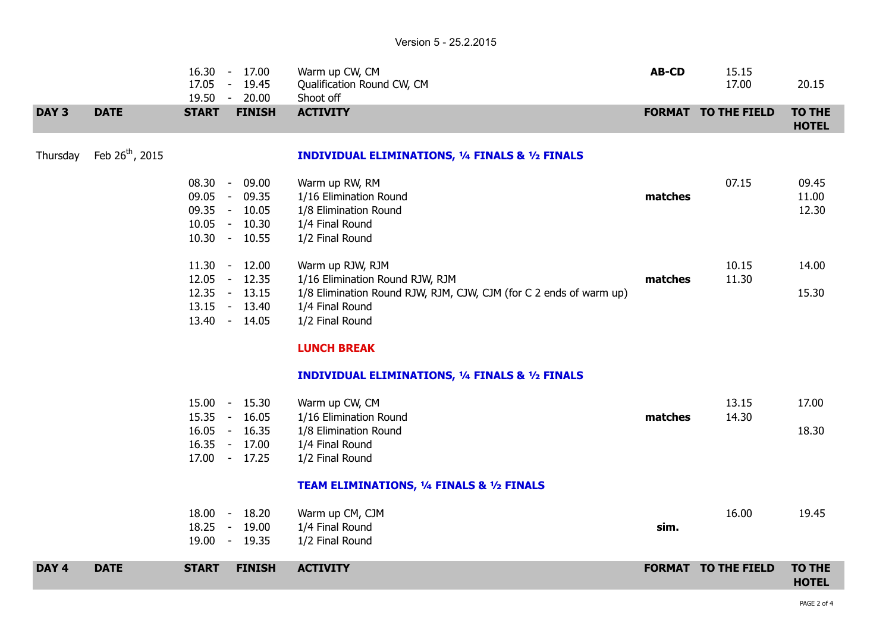Version 5 - 25.2.2015

| | | START | FINISH | ACTIVITY | FORMAT | TO THE FIELD | TO THE HOTEL |
|---|---|---|---|---|---|---|---|
| | | 16.30 | 17.00 | Warm up CW, CM | **AB-CD** | 15.15 | |
| | | 17.05 | 19.45 | Qualification Round CW, CM | | 17.00 | 20.15 |
| | | 19.50 | 20.00 | Shoot off | | | |

| DAY 3 | DATE | START | FINISH | ACTIVITY | FORMAT | TO THE FIELD | TO THE HOTEL |
|---|---|---|---|---|---|---|---|
| Thursday | Feb 26th, 2015 | | | **INDIVIDUAL ELIMINATIONS, ¼ FINALS & ½ FINALS** | | | |
| | | 08.30 | 09.00 | Warm up RW, RM | | 07.15 | 09.45 |
| | | 09.05 | 09.35 | 1/16 Elimination Round | **matches** | | 11.00 |
| | | 09.35 | 10.05 | 1/8 Elimination Round | | | 12.30 |
| | | 10.05 | 10.30 | 1/4 Final Round | | | |
| | | 10.30 | 10.55 | 1/2 Final Round | | | |
| | | 11.30 | 12.00 | Warm up RJW, RJM | | 10.15 | 14.00 |
| | | 12.05 | 12.35 | 1/16 Elimination Round RJW, RJM | **matches** | 11.30 | |
| | | 12.35 | 13.15 | 1/8 Elimination Round RJW, RJM, CJW, CJM (for C 2 ends of warm up) | | | 15.30 |
| | | 13.15 | 13.40 | 1/4 Final Round | | | |
| | | 13.40 | 14.05 | 1/2 Final Round | | | |
| | | | | **LUNCH BREAK** | | | |
| | | | | **INDIVIDUAL ELIMINATIONS, ¼ FINALS & ½ FINALS** | | | |
| | | 15.00 | 15.30 | Warm up CW, CM | | 13.15 | 17.00 |
| | | 15.35 | 16.05 | 1/16 Elimination Round | **matches** | 14.30 | |
| | | 16.05 | 16.35 | 1/8 Elimination Round | | | 18.30 |
| | | 16.35 | 17.00 | 1/4 Final Round | | | |
| | | 17.00 | 17.25 | 1/2 Final Round | | | |
| | | | | **TEAM ELIMINATIONS, ¼ FINALS & ½ FINALS** | | | |
| | | 18.00 | 18.20 | Warm up CM, CJM | | 16.00 | 19.45 |
| | | 18.25 | 19.00 | 1/4 Final Round | **sim.** | | |
| | | 19.00 | 19.35 | 1/2 Final Round | | | |

| DAY 4 | DATE | START | FINISH | ACTIVITY | FORMAT | TO THE FIELD | TO THE HOTEL |
|---|---|---|---|---|---|---|---|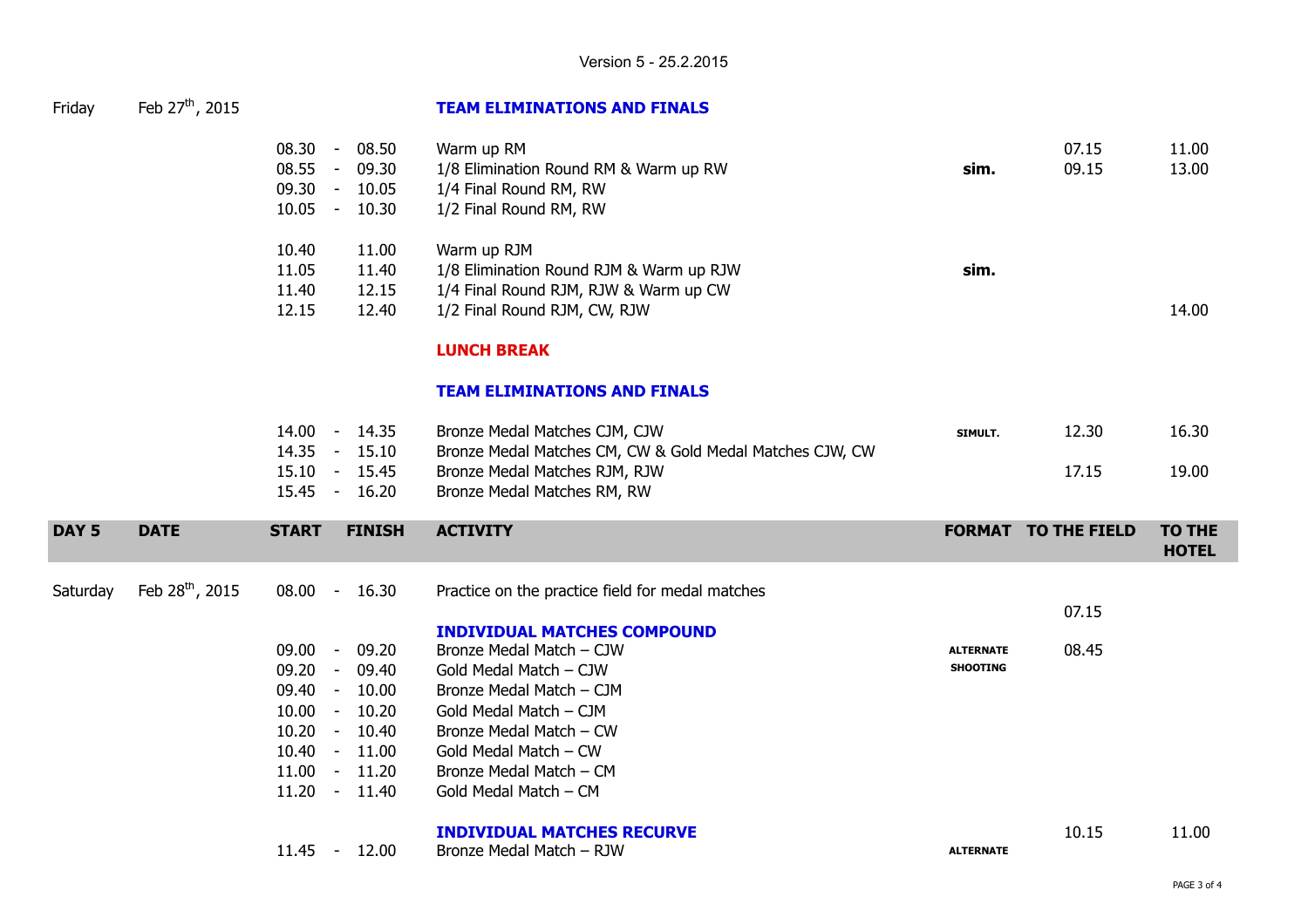Version 5 - 25.2.2015

| | | START | | FINISH | ACTIVITY | FORMAT | TO THE FIELD | TO THE HOTEL |
|---|---|---|---|---|---|---|---|---|
| Friday | Feb 27th, 2015 | | | | **TEAM ELIMINATIONS AND FINALS** | | | |
| | | 08.30 | - | 08.50 | Warm up RM | | 07.15 | 11.00 |
| | | 08.55 | - | 09.30 | 1/8 Elimination Round RM & Warm up RW | **sim.** | 09.15 | 13.00 |
| | | 09.30 | - | 10.05 | 1/4 Final Round RM, RW | | | |
| | | 10.05 | - | 10.30 | 1/2 Final Round RM, RW | | | |
| | | 10.40 | | 11.00 | Warm up RJM | | | |
| | | 11.05 | | 11.40 | 1/8 Elimination Round RJM & Warm up RJW | **sim.** | | |
| | | 11.40 | | 12.15 | 1/4 Final Round RJM, RJW & Warm up CW | | | |
| | | 12.15 | | 12.40 | 1/2 Final Round RJM, CW, RJW | | | 14.00 |
| | | | | | **LUNCH BREAK** | | | |
| | | | | | **TEAM ELIMINATIONS AND FINALS** | | | |
| | | 14.00 | - | 14.35 | Bronze Medal Matches CJM, CJW | **SIMULT.** | 12.30 | 16.30 |
| | | 14.35 | - | 15.10 | Bronze Medal Matches CM, CW & Gold Medal Matches CJW, CW | | | |
| | | 15.10 | - | 15.45 | Bronze Medal Matches RJM, RJW | | 17.15 | 19.00 |
| | | 15.45 | - | 16.20 | Bronze Medal Matches RM, RW | | | |

| DAY 5 | DATE | START | | FINISH | ACTIVITY | FORMAT | TO THE FIELD | TO THE HOTEL |
|---|---|---|---|---|---|---|---|---|
| Saturday | Feb 28th, 2015 | 08.00 | - | 16.30 | Practice on the practice field for medal matches | | | |
| | | | | | **INDIVIDUAL MATCHES COMPOUND** | | 07.15 | |
| | | 09.00 | - | 09.20 | Bronze Medal Match – CJW | **ALTERNATE SHOOTING** | 08.45 | |
| | | 09.20 | - | 09.40 | Gold Medal Match – CJW | | | |
| | | 09.40 | - | 10.00 | Bronze Medal Match – CJM | | | |
| | | 10.00 | - | 10.20 | Gold Medal Match – CJM | | | |
| | | 10.20 | - | 10.40 | Bronze Medal Match – CW | | | |
| | | 10.40 | - | 11.00 | Gold Medal Match – CW | | | |
| | | 11.00 | - | 11.20 | Bronze Medal Match – CM | | | |
| | | 11.20 | - | 11.40 | Gold Medal Match – CM | | | |
| | | | | | **INDIVIDUAL MATCHES RECURVE** | | 10.15 | 11.00 |
| | | 11.45 | - | 12.00 | Bronze Medal Match – RJW | **ALTERNATE** | | |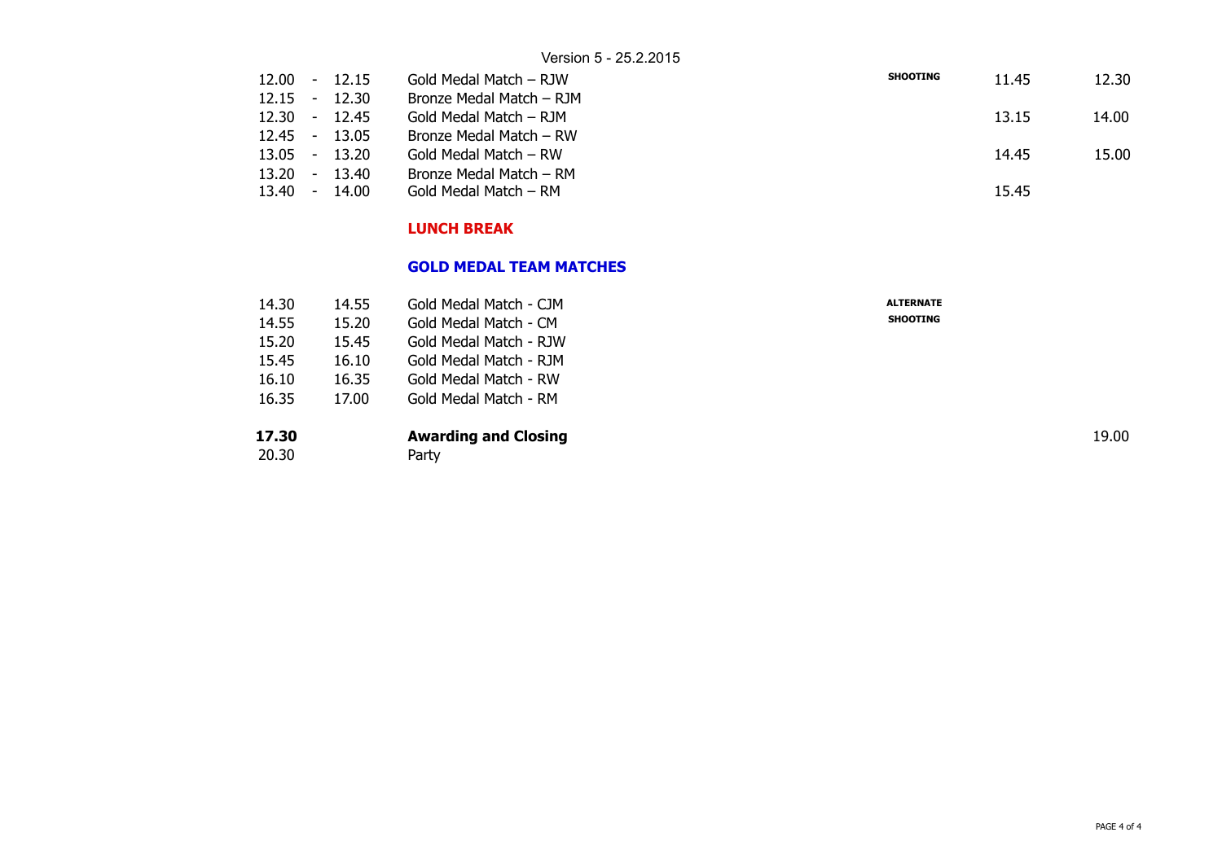Version 5 - 25.2.2015

| | | | | | | |
|---|---|---|---|---|---|---|
| 12.00 | - | 12.15 | Gold Medal Match – RJW | SHOOTING | 11.45 | 12.30 |
| 12.15 | - | 12.30 | Bronze Medal Match – RJM | | | |
| 12.30 | - | 12.45 | Gold Medal Match – RJM | | 13.15 | 14.00 |
| 12.45 | - | 13.05 | Bronze Medal Match – RW | | | |
| 13.05 | - | 13.20 | Gold Medal Match – RW | | 14.45 | 15.00 |
| 13.20 | - | 13.40 | Bronze Medal Match – RM | | | |
| 13.40 | - | 14.00 | Gold Medal Match – RM | | 15.45 | |

**LUNCH BREAK**

**GOLD MEDAL TEAM MATCHES**

| | | | | |
|---|---|---|---|---|
| 14.30 | 14.55 | Gold Medal Match - CJM | ALTERNATE SHOOTING | |
| 14.55 | 15.20 | Gold Medal Match - CM | | |
| 15.20 | 15.45 | Gold Medal Match - RJW | | |
| 15.45 | 16.10 | Gold Medal Match - RJM | | |
| 16.10 | 16.35 | Gold Medal Match - RW | | |
| 16.35 | 17.00 | Gold Medal Match - RM | | |
| **17.30** | | **Awarding and Closing** | | 19.00 |
| 20.30 | | Party | | |